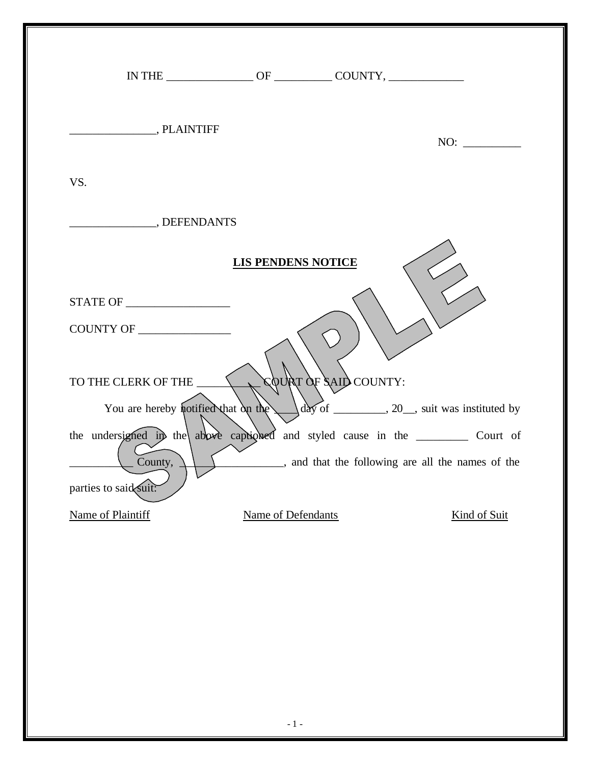IN THE _______________ OF __________ COUNTY, _____________

_______________, PLAINTIFF

NO: __________

VS.

_______________, DEFENDANTS

**LIS PENDENS NOTICE**

STATE OF __________________

COUNTY OF ________________

TO THE CLERK OF THE __________ COURT OF SAID COUNTY:

You are hereby notified that on the ____ day of _________, 20__, suit was instituted by the undersigned in the above captioned and styled cause in the _________ Court of __________ County, _________________, and that the following are all the names of the parties to said suit:

| Name of Plaintiff | Name of Defendants | Kind of Suit |
|---|---|---|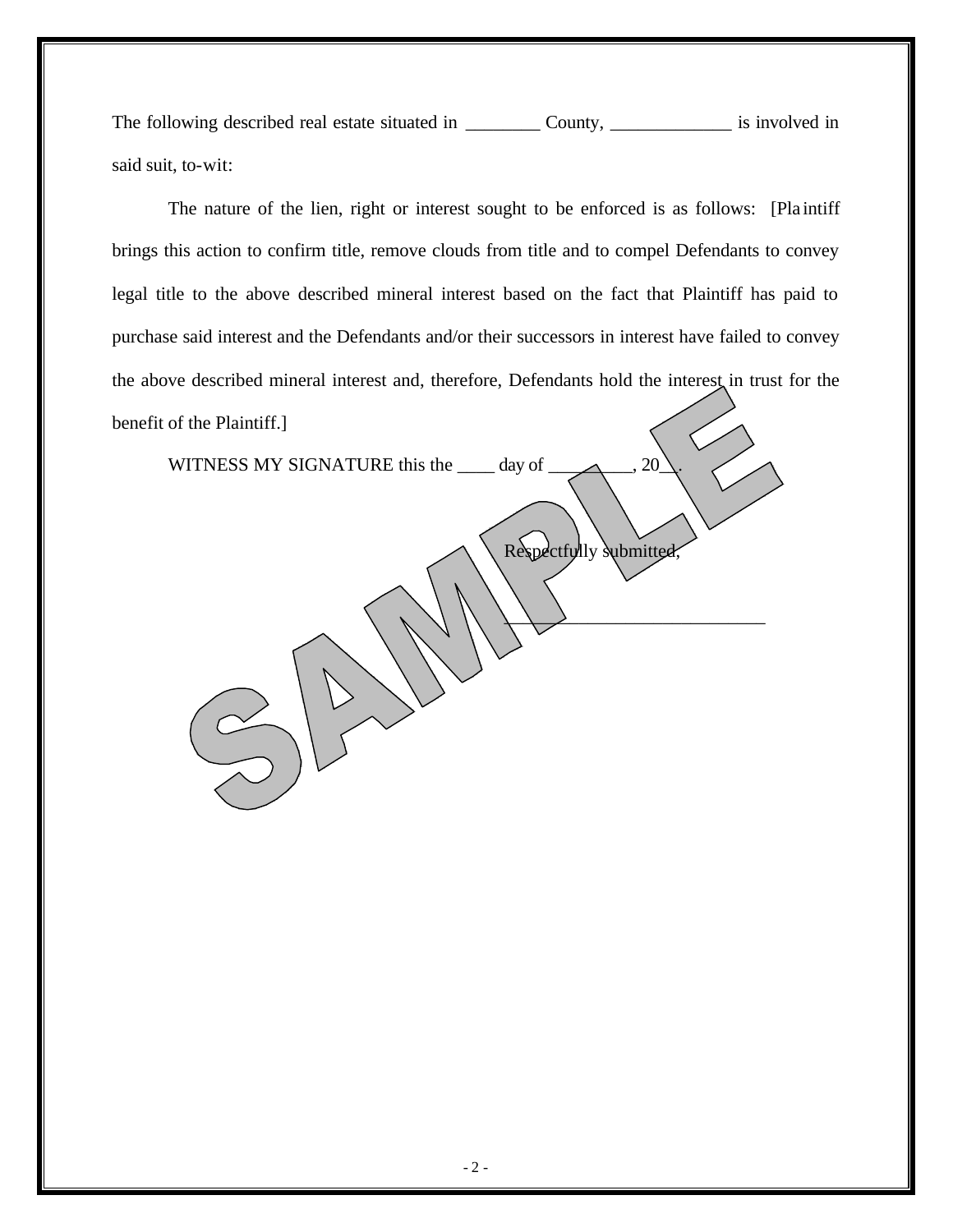The following described real estate situated in ________ County, _____________ is involved in said suit, to-wit:

The nature of the lien, right or interest sought to be enforced is as follows: [Plaintiff brings this action to confirm title, remove clouds from title and to compel Defendants to convey legal title to the above described mineral interest based on the fact that Plaintiff has paid to purchase said interest and the Defendants and/or their successors in interest have failed to convey the above described mineral interest and, therefore, Defendants hold the interest in trust for the benefit of the Plaintiff.]

WITNESS MY SIGNATURE this the ____ day of _________, 20__.

Respectfully submitted,

____________________________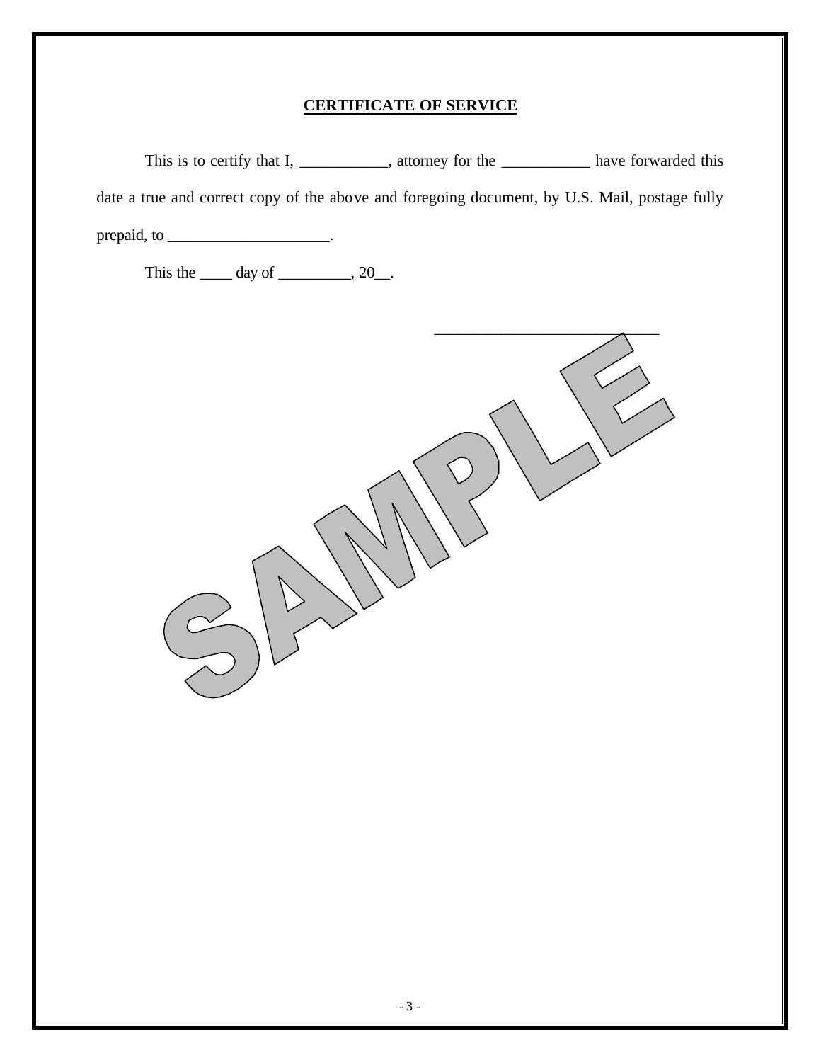**CERTIFICATE OF SERVICE**

This is to certify that I, ___________, attorney for the ___________ have forwarded this date a true and correct copy of the above and foregoing document, by U.S. Mail, postage fully prepaid, to ____________________.

This the ____ day of _________, 20__.

____________________________

SAMPLE